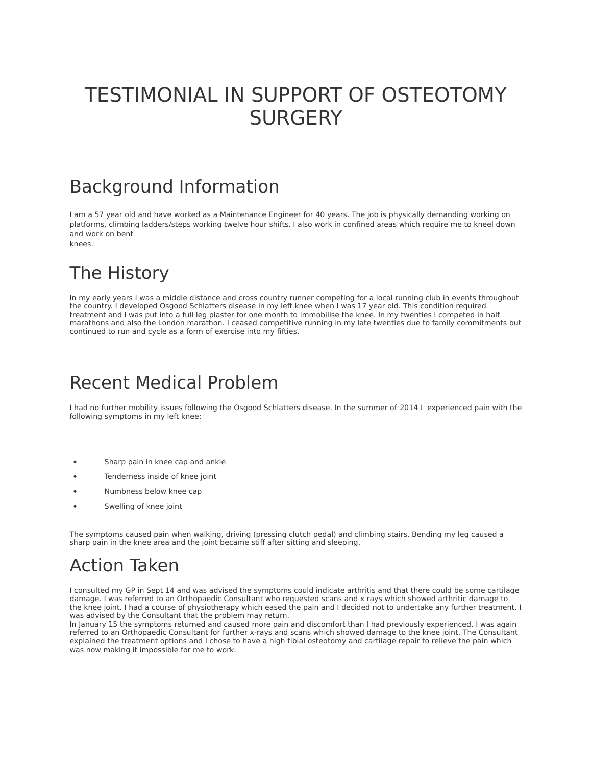# TESTIMONIAL IN SUPPORT OF OSTEOTOMY SURGERY

## Background Information

I am a 57 year old and have worked as a Maintenance Engineer for 40 years. The job is physically demanding working on platforms, climbing ladders/steps working twelve hour shifts. I also work in confined areas which require me to kneel down and work on bent knees.

## The History

In my early years I was a middle distance and cross country runner competing for a local running club in events throughout the country. I developed Osgood Schlatters disease in my left knee when I was 17 year old. This condition required treatment and I was put into a full leg plaster for one month to immobilise the knee. In my twenties I competed in half marathons and also the London marathon. I ceased competitive running in my late twenties due to family commitments but continued to run and cycle as a form of exercise into my fifties.

## Recent Medical Problem

I had no further mobility issues following the Osgood Schlatters disease. In the summer of 2014 I experienced pain with the following symptoms in my left knee:

- Sharp pain in knee cap and ankle
- Tenderness inside of knee joint
- Numbness below knee cap
- Swelling of knee joint

The symptoms caused pain when walking, driving (pressing clutch pedal) and climbing stairs. Bending my leg caused a sharp pain in the knee area and the joint became stiff after sitting and sleeping.

## Action Taken

I consulted my GP in Sept 14 and was advised the symptoms could indicate arthritis and that there could be some cartilage damage. I was referred to an Orthopaedic Consultant who requested scans and x rays which showed arthritic damage to the knee joint. I had a course of physiotherapy which eased the pain and I decided not to undertake any further treatment. I was advised by the Consultant that the problem may return.

In January 15 the symptoms returned and caused more pain and discomfort than I had previously experienced. I was again referred to an Orthopaedic Consultant for further x-rays and scans which showed damage to the knee joint. The Consultant explained the treatment options and I chose to have a high tibial osteotomy and cartilage repair to relieve the pain which was now making it impossible for me to work.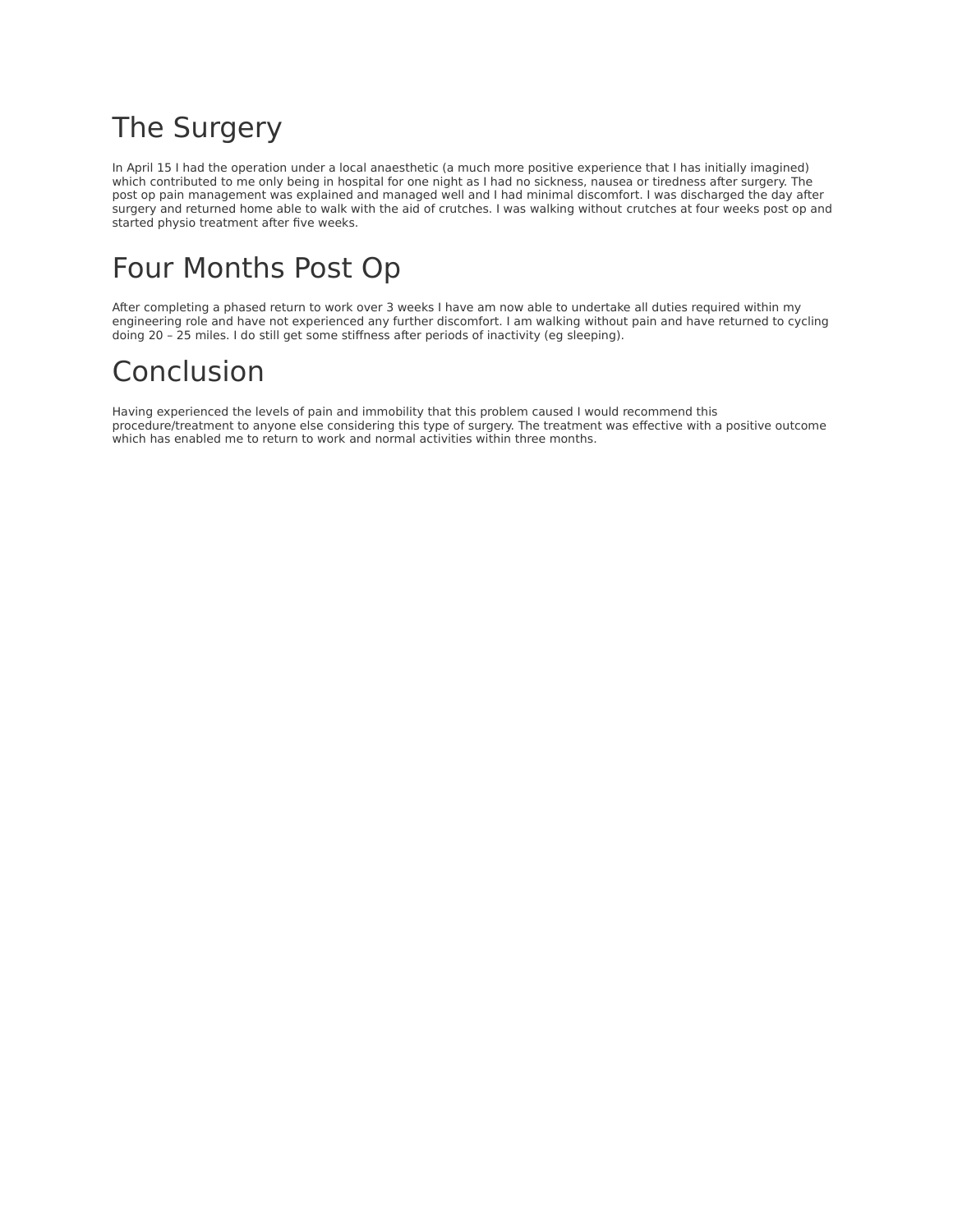# The Surgery

In April 15 I had the operation under a local anaesthetic (a much more positive experience that I has initially imagined) which contributed to me only being in hospital for one night as I had no sickness, nausea or tiredness after surgery. The post op pain management was explained and managed well and I had minimal discomfort. I was discharged the day after surgery and returned home able to walk with the aid of crutches. I was walking without crutches at four weeks post op and started physio treatment after five weeks.

# Four Months Post Op

After completing a phased return to work over 3 weeks I have am now able to undertake all duties required within my engineering role and have not experienced any further discomfort. I am walking without pain and have returned to cycling doing 20 – 25 miles. I do still get some stiffness after periods of inactivity (eg sleeping).

# Conclusion

Having experienced the levels of pain and immobility that this problem caused I would recommend this procedure/treatment to anyone else considering this type of surgery. The treatment was effective with a positive outcome which has enabled me to return to work and normal activities within three months.